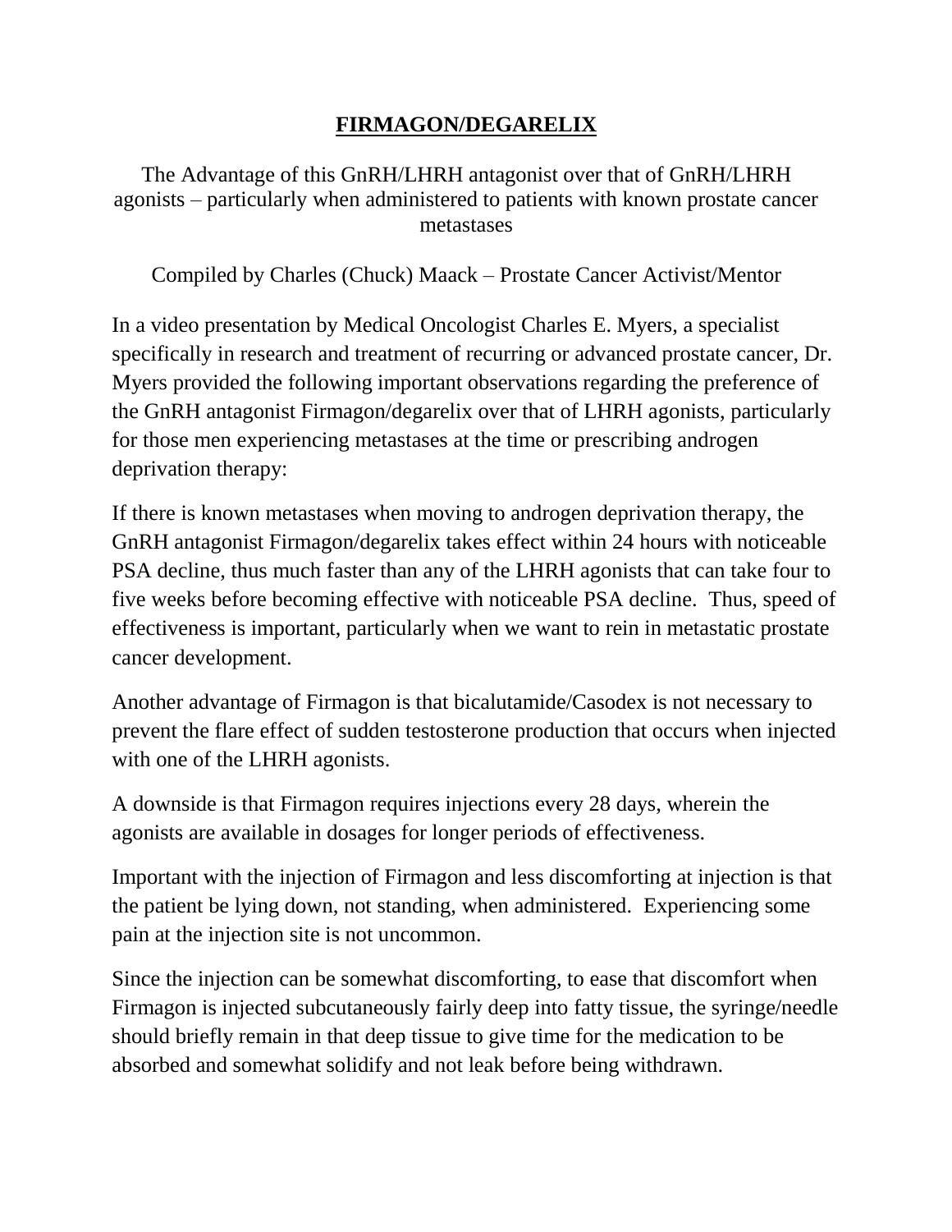# FIRMAGON/DEGARELIX

The Advantage of this GnRH/LHRH antagonist over that of GnRH/LHRH agonists – particularly when administered to patients with known prostate cancer metastases

Compiled by Charles (Chuck) Maack – Prostate Cancer Activist/Mentor

In a video presentation by Medical Oncologist Charles E. Myers, a specialist specifically in research and treatment of recurring or advanced prostate cancer, Dr. Myers provided the following important observations regarding the preference of the GnRH antagonist Firmagon/degarelix over that of LHRH agonists, particularly for those men experiencing metastases at the time or prescribing androgen deprivation therapy:

If there is known metastases when moving to androgen deprivation therapy, the GnRH antagonist Firmagon/degarelix takes effect within 24 hours with noticeable PSA decline, thus much faster than any of the LHRH agonists that can take four to five weeks before becoming effective with noticeable PSA decline. Thus, speed of effectiveness is important, particularly when we want to rein in metastatic prostate cancer development.

Another advantage of Firmagon is that bicalutamide/Casodex is not necessary to prevent the flare effect of sudden testosterone production that occurs when injected with one of the LHRH agonists.

A downside is that Firmagon requires injections every 28 days, wherein the agonists are available in dosages for longer periods of effectiveness.

Important with the injection of Firmagon and less discomforting at injection is that the patient be lying down, not standing, when administered. Experiencing some pain at the injection site is not uncommon.

Since the injection can be somewhat discomforting, to ease that discomfort when Firmagon is injected subcutaneously fairly deep into fatty tissue, the syringe/needle should briefly remain in that deep tissue to give time for the medication to be absorbed and somewhat solidify and not leak before being withdrawn.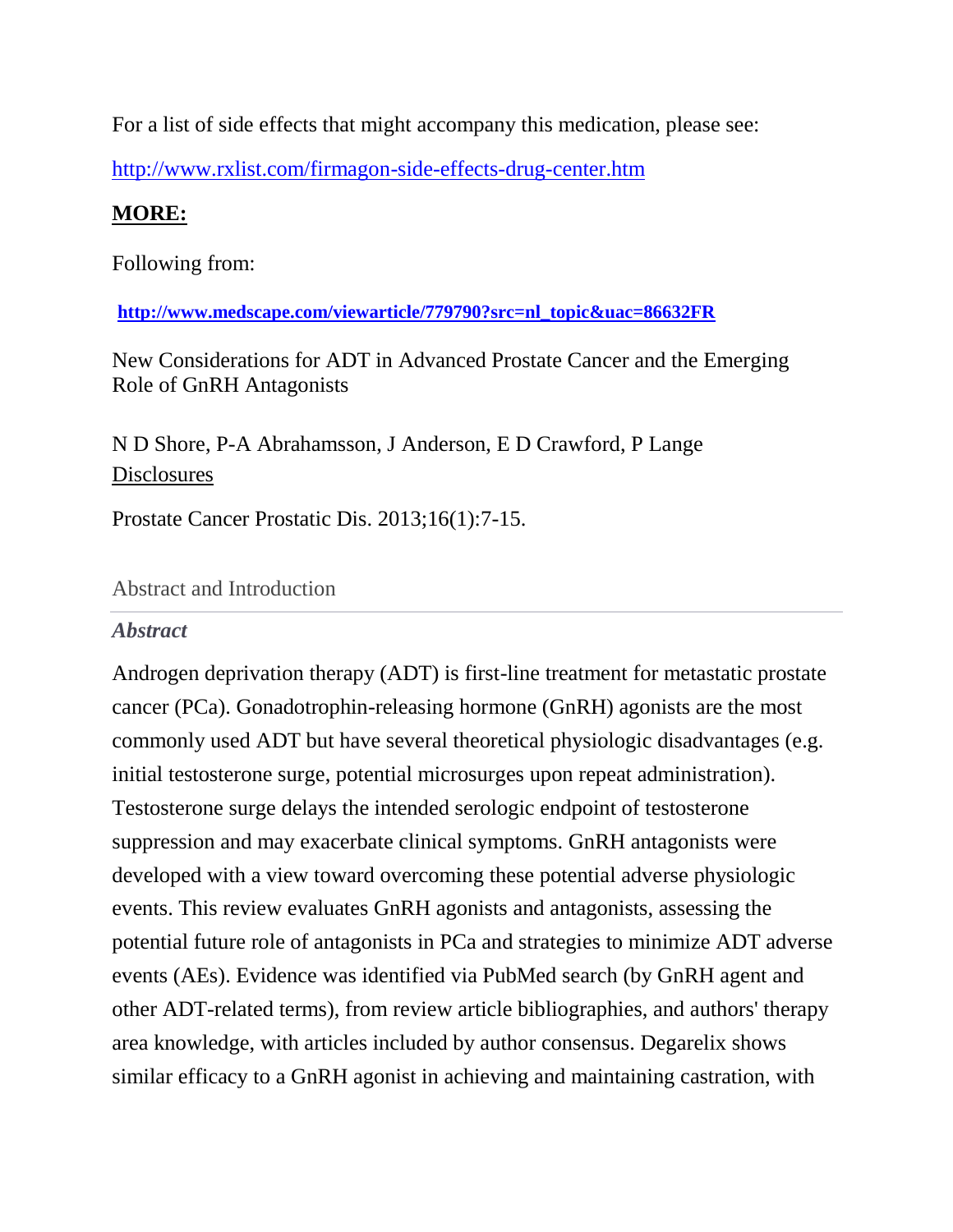For a list of side effects that might accompany this medication, please see:

http://www.rxlist.com/firmagon-side-effects-drug-center.htm

**MORE:**

Following from:

**http://www.medscape.com/viewarticle/779790?src=nl_topic&uac=86632FR**

New Considerations for ADT in Advanced Prostate Cancer and the Emerging Role of GnRH Antagonists

N D Shore, P-A Abrahamsson, J Anderson, E D Crawford, P Lange
Disclosures

Prostate Cancer Prostatic Dis. 2013;16(1):7-15.

## Abstract and Introduction

### *Abstract*

Androgen deprivation therapy (ADT) is first-line treatment for metastatic prostate cancer (PCa). Gonadotrophin-releasing hormone (GnRH) agonists are the most commonly used ADT but have several theoretical physiologic disadvantages (e.g. initial testosterone surge, potential microsurges upon repeat administration). Testosterone surge delays the intended serologic endpoint of testosterone suppression and may exacerbate clinical symptoms. GnRH antagonists were developed with a view toward overcoming these potential adverse physiologic events. This review evaluates GnRH agonists and antagonists, assessing the potential future role of antagonists in PCa and strategies to minimize ADT adverse events (AEs). Evidence was identified via PubMed search (by GnRH agent and other ADT-related terms), from review article bibliographies, and authors' therapy area knowledge, with articles included by author consensus. Degarelix shows similar efficacy to a GnRH agonist in achieving and maintaining castration, with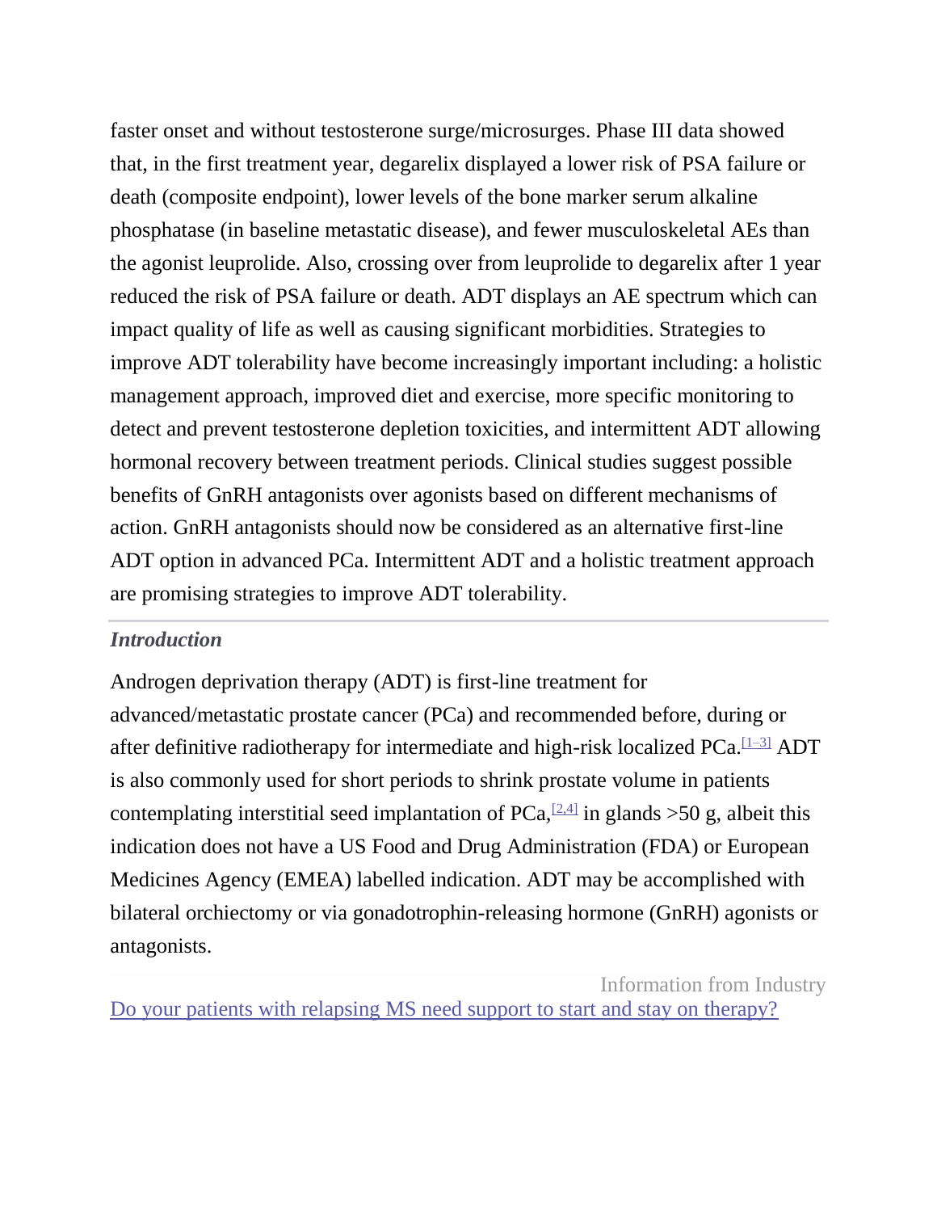faster onset and without testosterone surge/microsurges. Phase III data showed that, in the first treatment year, degarelix displayed a lower risk of PSA failure or death (composite endpoint), lower levels of the bone marker serum alkaline phosphatase (in baseline metastatic disease), and fewer musculoskeletal AEs than the agonist leuprolide. Also, crossing over from leuprolide to degarelix after 1 year reduced the risk of PSA failure or death. ADT displays an AE spectrum which can impact quality of life as well as causing significant morbidities. Strategies to improve ADT tolerability have become increasingly important including: a holistic management approach, improved diet and exercise, more specific monitoring to detect and prevent testosterone depletion toxicities, and intermittent ADT allowing hormonal recovery between treatment periods. Clinical studies suggest possible benefits of GnRH antagonists over agonists based on different mechanisms of action. GnRH antagonists should now be considered as an alternative first-line ADT option in advanced PCa. Intermittent ADT and a holistic treatment approach are promising strategies to improve ADT tolerability.

### *Introduction*

Androgen deprivation therapy (ADT) is first-line treatment for advanced/metastatic prostate cancer (PCa) and recommended before, during or after definitive radiotherapy for intermediate and high-risk localized PCa.[1–3] ADT is also commonly used for short periods to shrink prostate volume in patients contemplating interstitial seed implantation of PCa,[2,4] in glands >50 g, albeit this indication does not have a US Food and Drug Administration (FDA) or European Medicines Agency (EMEA) labelled indication. ADT may be accomplished with bilateral orchiectomy or via gonadotrophin-releasing hormone (GnRH) agonists or antagonists.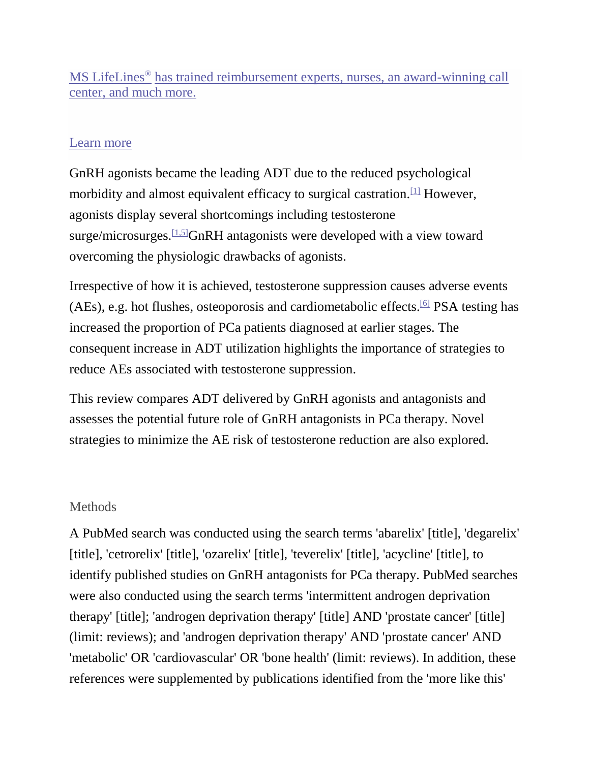MS LifeLines® has trained reimbursement experts, nurses, an award-winning call center, and much more.

Learn more

GnRH agonists became the leading ADT due to the reduced psychological morbidity and almost equivalent efficacy to surgical castration.[1] However, agonists display several shortcomings including testosterone surge/microsurges.[1,5] GnRH antagonists were developed with a view toward overcoming the physiologic drawbacks of agonists.

Irrespective of how it is achieved, testosterone suppression causes adverse events (AEs), e.g. hot flushes, osteoporosis and cardiometabolic effects.[6] PSA testing has increased the proportion of PCa patients diagnosed at earlier stages. The consequent increase in ADT utilization highlights the importance of strategies to reduce AEs associated with testosterone suppression.

This review compares ADT delivered by GnRH agonists and antagonists and assesses the potential future role of GnRH antagonists in PCa therapy. Novel strategies to minimize the AE risk of testosterone reduction are also explored.

## Methods

A PubMed search was conducted using the search terms 'abarelix' [title], 'degarelix' [title], 'cetrorelix' [title], 'ozarelix' [title], 'teverelix' [title], 'acycline' [title], to identify published studies on GnRH antagonists for PCa therapy. PubMed searches were also conducted using the search terms 'intermittent androgen deprivation therapy' [title]; 'androgen deprivation therapy' [title] AND 'prostate cancer' [title] (limit: reviews); and 'androgen deprivation therapy' AND 'prostate cancer' AND 'metabolic' OR 'cardiovascular' OR 'bone health' (limit: reviews). In addition, these references were supplemented by publications identified from the 'more like this'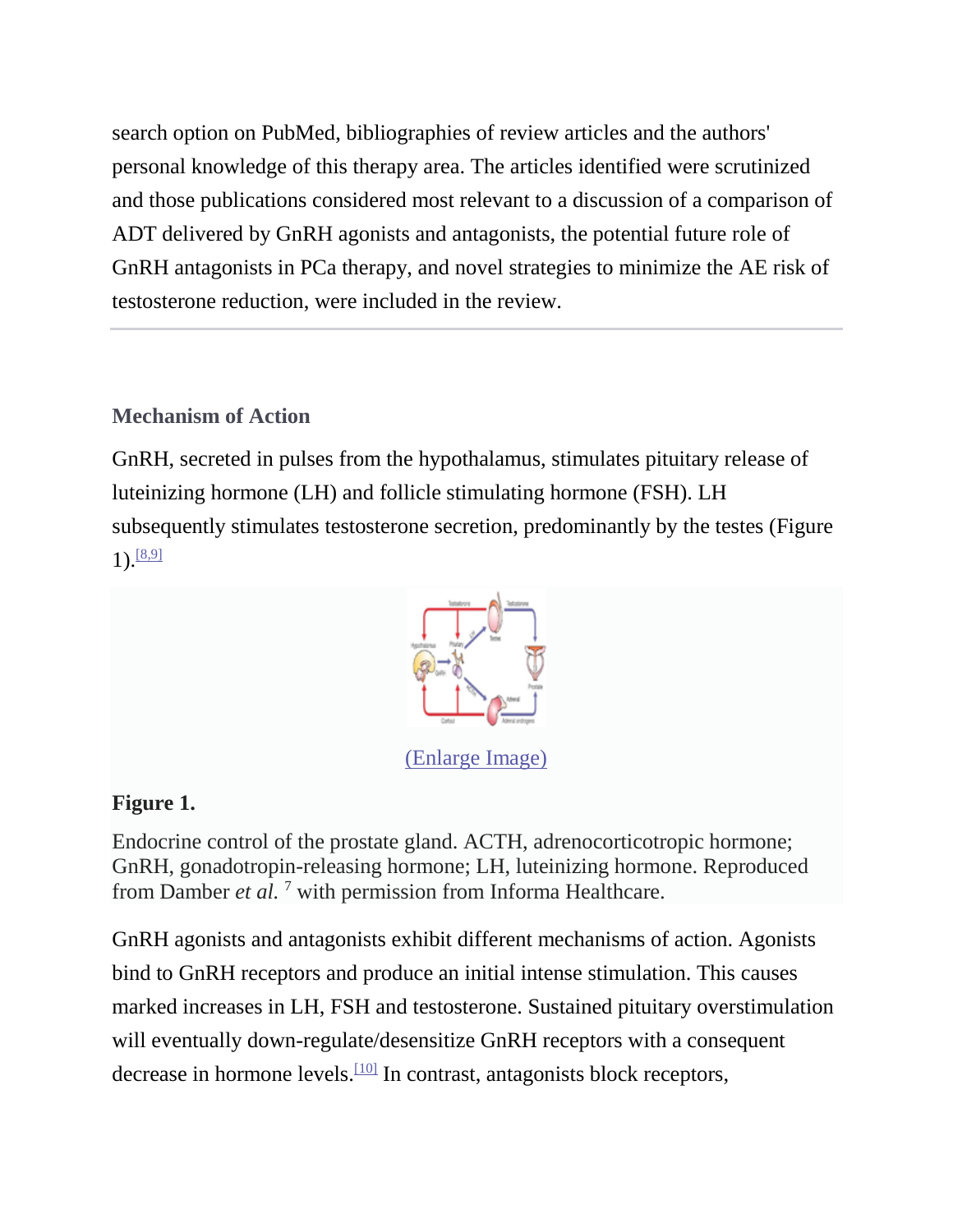search option on PubMed, bibliographies of review articles and the authors' personal knowledge of this therapy area. The articles identified were scrutinized and those publications considered most relevant to a discussion of a comparison of ADT delivered by GnRH agonists and antagonists, the potential future role of GnRH antagonists in PCa therapy, and novel strategies to minimize the AE risk of testosterone reduction, were included in the review.

### Mechanism of Action

GnRH, secreted in pulses from the hypothalamus, stimulates pituitary release of luteinizing hormone (LH) and follicle stimulating hormone (FSH). LH subsequently stimulates testosterone secretion, predominantly by the testes (Figure 1).[8,9]

(Enlarge Image)

**Figure 1.**

Endocrine control of the prostate gland. ACTH, adrenocorticotropic hormone; GnRH, gonadotropin-releasing hormone; LH, luteinizing hormone. Reproduced from Damber *et al.* [7] with permission from Informa Healthcare.

GnRH agonists and antagonists exhibit different mechanisms of action. Agonists bind to GnRH receptors and produce an initial intense stimulation. This causes marked increases in LH, FSH and testosterone. Sustained pituitary overstimulation will eventually down-regulate/desensitize GnRH receptors with a consequent decrease in hormone levels.[10] In contrast, antagonists block receptors,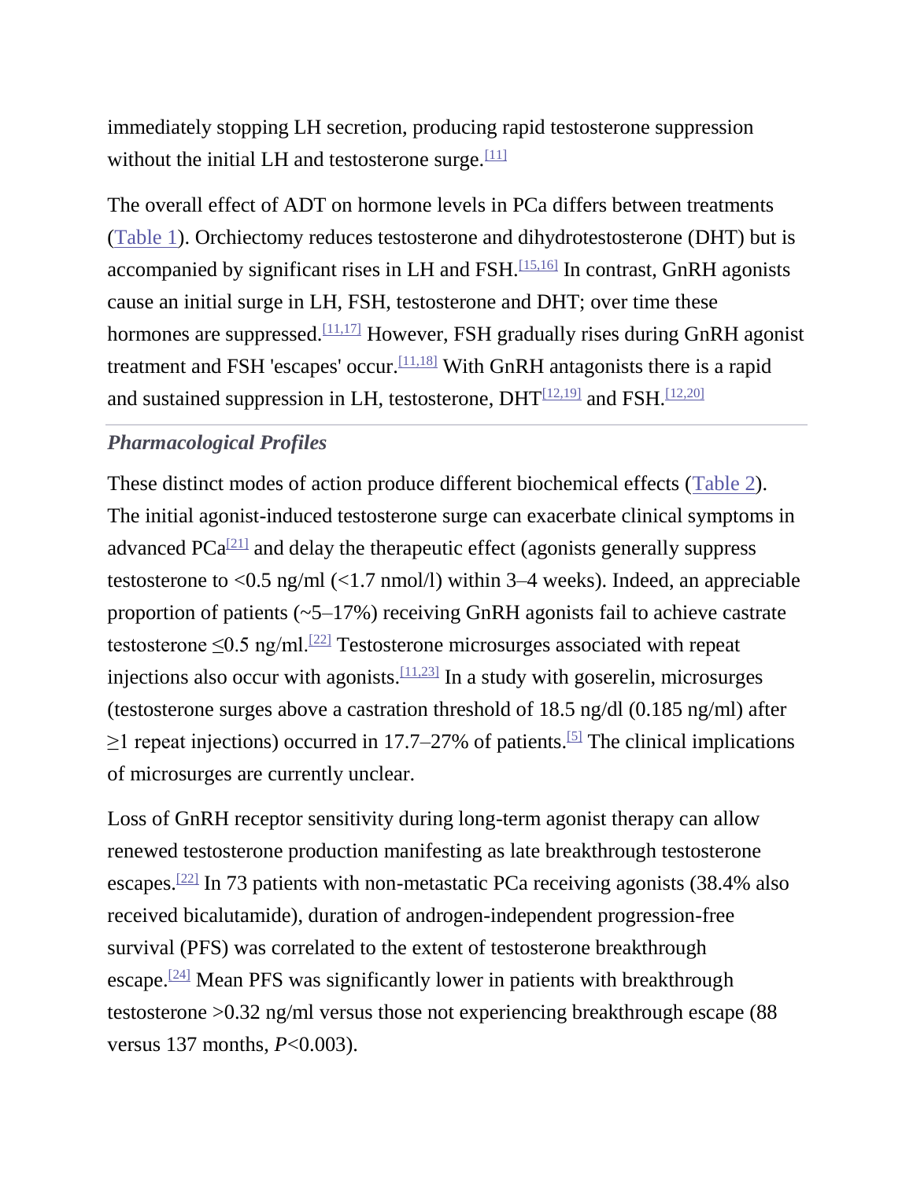immediately stopping LH secretion, producing rapid testosterone suppression without the initial LH and testosterone surge.[11]

The overall effect of ADT on hormone levels in PCa differs between treatments (Table 1). Orchiectomy reduces testosterone and dihydrotestosterone (DHT) but is accompanied by significant rises in LH and FSH.[15,16] In contrast, GnRH agonists cause an initial surge in LH, FSH, testosterone and DHT; over time these hormones are suppressed.[11,17] However, FSH gradually rises during GnRH agonist treatment and FSH 'escapes' occur.[11,18] With GnRH antagonists there is a rapid and sustained suppression in LH, testosterone, DHT[12,19] and FSH.[12,20]

### *Pharmacological Profiles*

These distinct modes of action produce different biochemical effects (Table 2). The initial agonist-induced testosterone surge can exacerbate clinical symptoms in advanced PCa[21] and delay the therapeutic effect (agonists generally suppress testosterone to <0.5 ng/ml (<1.7 nmol/l) within 3–4 weeks). Indeed, an appreciable proportion of patients (~5–17%) receiving GnRH agonists fail to achieve castrate testosterone ≤0.5 ng/ml.[22] Testosterone microsurges associated with repeat injections also occur with agonists.[11,23] In a study with goserelin, microsurges (testosterone surges above a castration threshold of 18.5 ng/dl (0.185 ng/ml) after ≥1 repeat injections) occurred in 17.7–27% of patients.[5] The clinical implications of microsurges are currently unclear.

Loss of GnRH receptor sensitivity during long-term agonist therapy can allow renewed testosterone production manifesting as late breakthrough testosterone escapes.[22] In 73 patients with non-metastatic PCa receiving agonists (38.4% also received bicalutamide), duration of androgen-independent progression-free survival (PFS) was correlated to the extent of testosterone breakthrough escape.[24] Mean PFS was significantly lower in patients with breakthrough testosterone >0.32 ng/ml versus those not experiencing breakthrough escape (88 versus 137 months, $P<0.003$).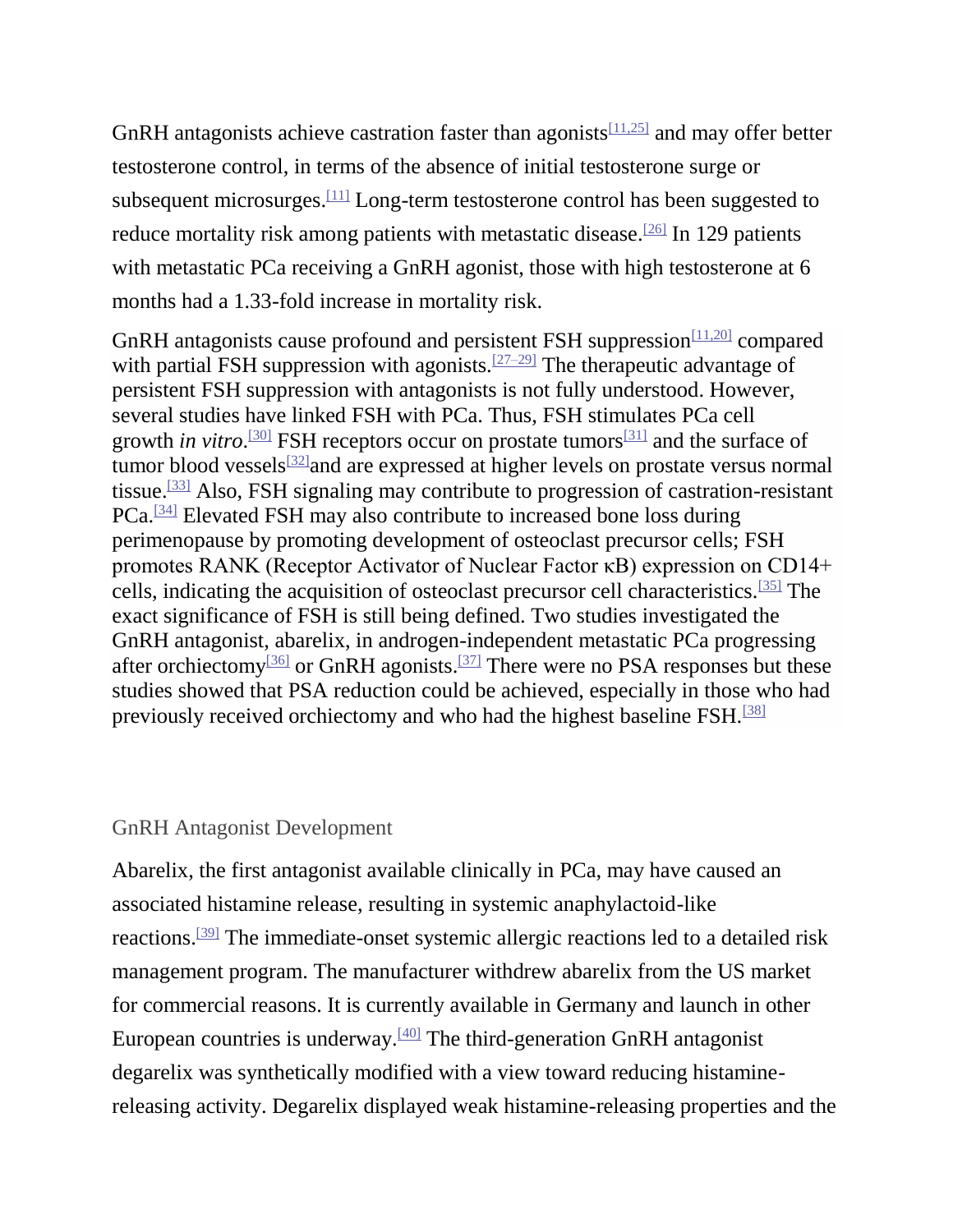GnRH antagonists achieve castration faster than agonists[11,25] and may offer better testosterone control, in terms of the absence of initial testosterone surge or subsequent microsurges.[11] Long-term testosterone control has been suggested to reduce mortality risk among patients with metastatic disease.[26] In 129 patients with metastatic PCa receiving a GnRH agonist, those with high testosterone at 6 months had a 1.33-fold increase in mortality risk.

GnRH antagonists cause profound and persistent FSH suppression[11,20] compared with partial FSH suppression with agonists.[27–29] The therapeutic advantage of persistent FSH suppression with antagonists is not fully understood. However, several studies have linked FSH with PCa. Thus, FSH stimulates PCa cell growth *in vitro*.[30] FSH receptors occur on prostate tumors[31] and the surface of tumor blood vessels[32]and are expressed at higher levels on prostate versus normal tissue.[33] Also, FSH signaling may contribute to progression of castration-resistant PCa.[34] Elevated FSH may also contribute to increased bone loss during perimenopause by promoting development of osteoclast precursor cells; FSH promotes RANK (Receptor Activator of Nuclear Factor κB) expression on CD14+ cells, indicating the acquisition of osteoclast precursor cell characteristics.[35] The exact significance of FSH is still being defined. Two studies investigated the GnRH antagonist, abarelix, in androgen-independent metastatic PCa progressing after orchiectomy[36] or GnRH agonists.[37] There were no PSA responses but these studies showed that PSA reduction could be achieved, especially in those who had previously received orchiectomy and who had the highest baseline FSH.[38]

## GnRH Antagonist Development

Abarelix, the first antagonist available clinically in PCa, may have caused an associated histamine release, resulting in systemic anaphylactoid-like reactions.[39] The immediate-onset systemic allergic reactions led to a detailed risk management program. The manufacturer withdrew abarelix from the US market for commercial reasons. It is currently available in Germany and launch in other European countries is underway.[40] The third-generation GnRH antagonist degarelix was synthetically modified with a view toward reducing histamine-releasing activity. Degarelix displayed weak histamine-releasing properties and the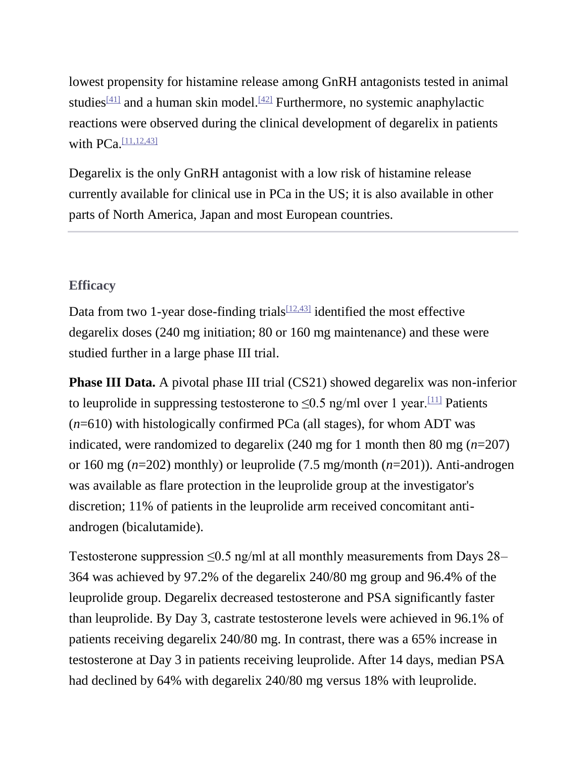lowest propensity for histamine release among GnRH antagonists tested in animal studies[41] and a human skin model.[42] Furthermore, no systemic anaphylactic reactions were observed during the clinical development of degarelix in patients with PCa.[11,12,43]

Degarelix is the only GnRH antagonist with a low risk of histamine release currently available for clinical use in PCa in the US; it is also available in other parts of North America, Japan and most European countries.

### Efficacy

Data from two 1-year dose-finding trials[12,43] identified the most effective degarelix doses (240 mg initiation; 80 or 160 mg maintenance) and these were studied further in a large phase III trial.

**Phase III Data.** A pivotal phase III trial (CS21) showed degarelix was non-inferior to leuprolide in suppressing testosterone to ≤0.5 ng/ml over 1 year.[11] Patients ($n$=610) with histologically confirmed PCa (all stages), for whom ADT was indicated, were randomized to degarelix (240 mg for 1 month then 80 mg ($n$=207) or 160 mg ($n$=202) monthly) or leuprolide (7.5 mg/month ($n$=201)). Anti-androgen was available as flare protection in the leuprolide group at the investigator's discretion; 11% of patients in the leuprolide arm received concomitant anti-androgen (bicalutamide).

Testosterone suppression ≤0.5 ng/ml at all monthly measurements from Days 28–364 was achieved by 97.2% of the degarelix 240/80 mg group and 96.4% of the leuprolide group. Degarelix decreased testosterone and PSA significantly faster than leuprolide. By Day 3, castrate testosterone levels were achieved in 96.1% of patients receiving degarelix 240/80 mg. In contrast, there was a 65% increase in testosterone at Day 3 in patients receiving leuprolide. After 14 days, median PSA had declined by 64% with degarelix 240/80 mg versus 18% with leuprolide.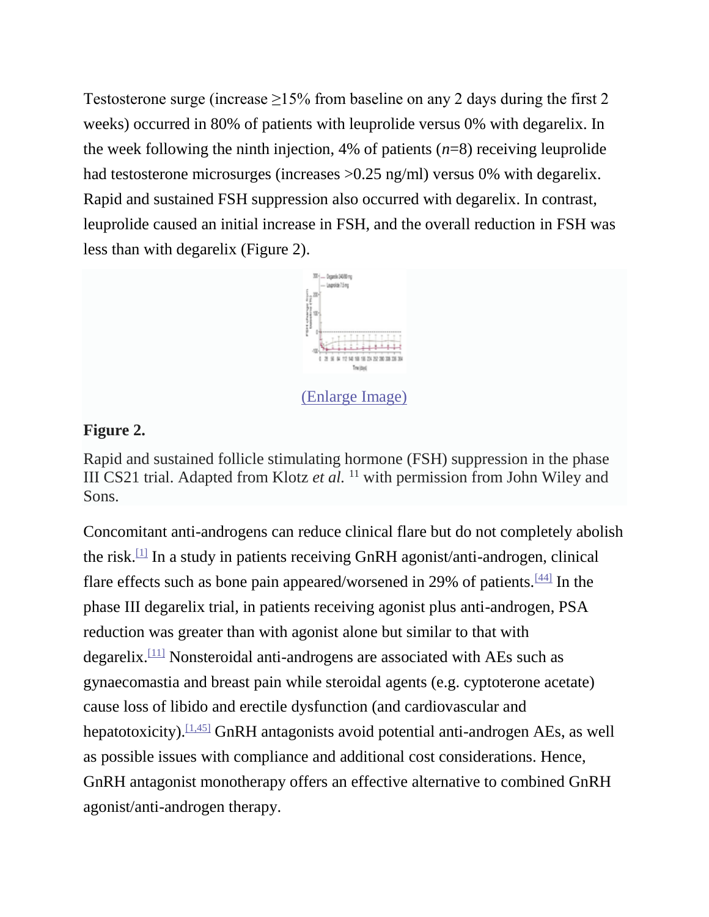Testosterone surge (increase ≥15% from baseline on any 2 days during the first 2 weeks) occurred in 80% of patients with leuprolide versus 0% with degarelix. In the week following the ninth injection, 4% of patients (*n*=8) receiving leuprolide had testosterone microsurges (increases >0.25 ng/ml) versus 0% with degarelix. Rapid and sustained FSH suppression also occurred with degarelix. In contrast, leuprolide caused an initial increase in FSH, and the overall reduction in FSH was less than with degarelix (Figure 2).

(Enlarge Image)

**Figure 2.**

Rapid and sustained follicle stimulating hormone (FSH) suppression in the phase III CS21 trial. Adapted from Klotz *et al.* [11] with permission from John Wiley and Sons.

Concomitant anti-androgens can reduce clinical flare but do not completely abolish the risk.[1] In a study in patients receiving GnRH agonist/anti-androgen, clinical flare effects such as bone pain appeared/worsened in 29% of patients.[44] In the phase III degarelix trial, in patients receiving agonist plus anti-androgen, PSA reduction was greater than with agonist alone but similar to that with degarelix.[11] Nonsteroidal anti-androgens are associated with AEs such as gynaecomastia and breast pain while steroidal agents (e.g. cyptoterone acetate) cause loss of libido and erectile dysfunction (and cardiovascular and hepatotoxicity).[1,45] GnRH antagonists avoid potential anti-androgen AEs, as well as possible issues with compliance and additional cost considerations. Hence, GnRH antagonist monotherapy offers an effective alternative to combined GnRH agonist/anti-androgen therapy.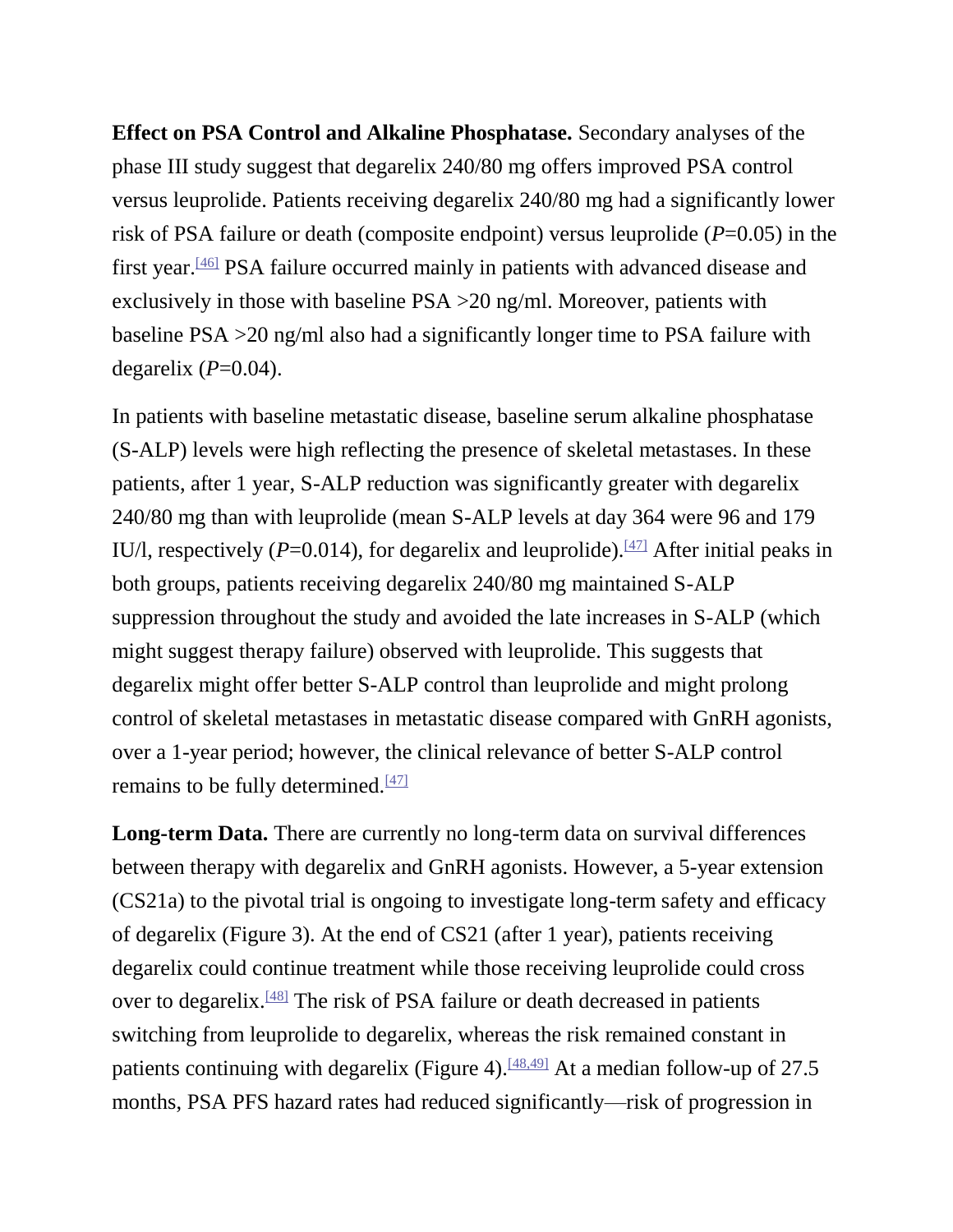**Effect on PSA Control and Alkaline Phosphatase.** Secondary analyses of the phase III study suggest that degarelix 240/80 mg offers improved PSA control versus leuprolide. Patients receiving degarelix 240/80 mg had a significantly lower risk of PSA failure or death (composite endpoint) versus leuprolide (*P*=0.05) in the first year.[46] PSA failure occurred mainly in patients with advanced disease and exclusively in those with baseline PSA >20 ng/ml. Moreover, patients with baseline PSA >20 ng/ml also had a significantly longer time to PSA failure with degarelix (*P*=0.04).

In patients with baseline metastatic disease, baseline serum alkaline phosphatase (S-ALP) levels were high reflecting the presence of skeletal metastases. In these patients, after 1 year, S-ALP reduction was significantly greater with degarelix 240/80 mg than with leuprolide (mean S-ALP levels at day 364 were 96 and 179 IU/l, respectively (*P*=0.014), for degarelix and leuprolide).[47] After initial peaks in both groups, patients receiving degarelix 240/80 mg maintained S-ALP suppression throughout the study and avoided the late increases in S-ALP (which might suggest therapy failure) observed with leuprolide. This suggests that degarelix might offer better S-ALP control than leuprolide and might prolong control of skeletal metastases in metastatic disease compared with GnRH agonists, over a 1-year period; however, the clinical relevance of better S-ALP control remains to be fully determined.[47]

**Long-term Data.** There are currently no long-term data on survival differences between therapy with degarelix and GnRH agonists. However, a 5-year extension (CS21a) to the pivotal trial is ongoing to investigate long-term safety and efficacy of degarelix (Figure 3). At the end of CS21 (after 1 year), patients receiving degarelix could continue treatment while those receiving leuprolide could cross over to degarelix.[48] The risk of PSA failure or death decreased in patients switching from leuprolide to degarelix, whereas the risk remained constant in patients continuing with degarelix (Figure 4).[48,49] At a median follow-up of 27.5 months, PSA PFS hazard rates had reduced significantly—risk of progression in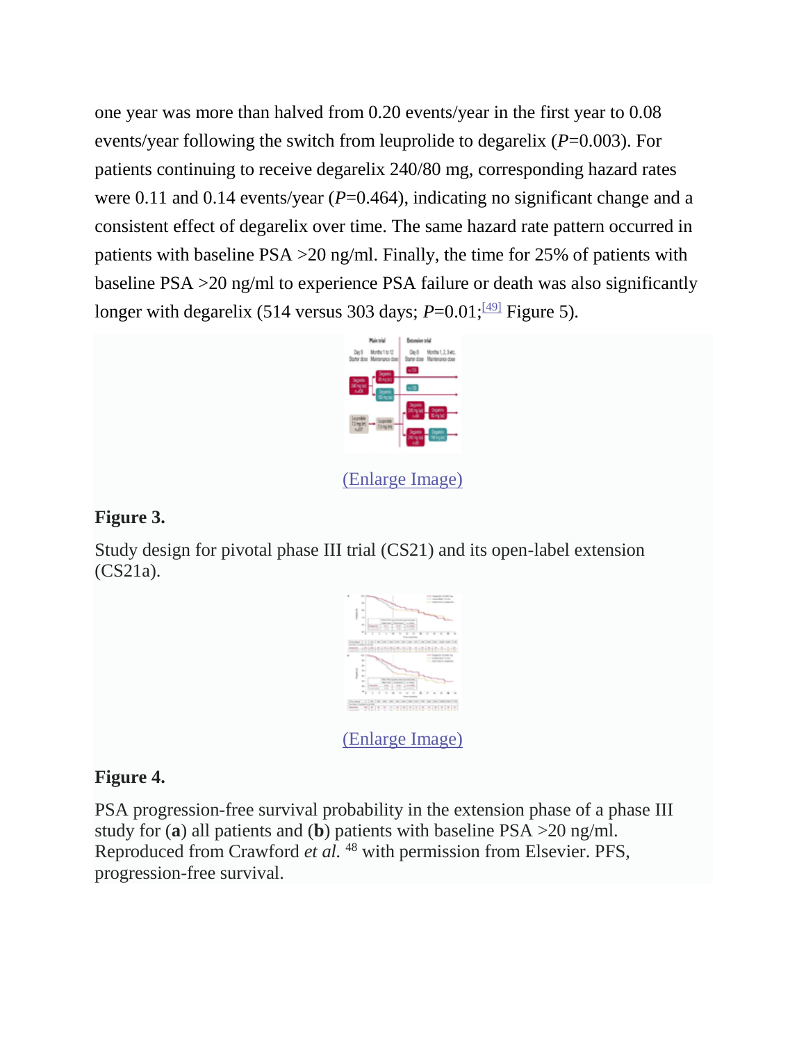one year was more than halved from 0.20 events/year in the first year to 0.08 events/year following the switch from leuprolide to degarelix (*P*=0.003). For patients continuing to receive degarelix 240/80 mg, corresponding hazard rates were 0.11 and 0.14 events/year (*P*=0.464), indicating no significant change and a consistent effect of degarelix over time. The same hazard rate pattern occurred in patients with baseline PSA >20 ng/ml. Finally, the time for 25% of patients with baseline PSA >20 ng/ml to experience PSA failure or death was also significantly longer with degarelix (514 versus 303 days; *P*=0.01;[49] Figure 5).

(Enlarge Image)

**Figure 3.**

Study design for pivotal phase III trial (CS21) and its open-label extension (CS21a).

(Enlarge Image)

**Figure 4.**

PSA progression-free survival probability in the extension phase of a phase III study for (**a**) all patients and (**b**) patients with baseline PSA >20 ng/ml. Reproduced from Crawford *et al.* [48] with permission from Elsevier. PFS, progression-free survival.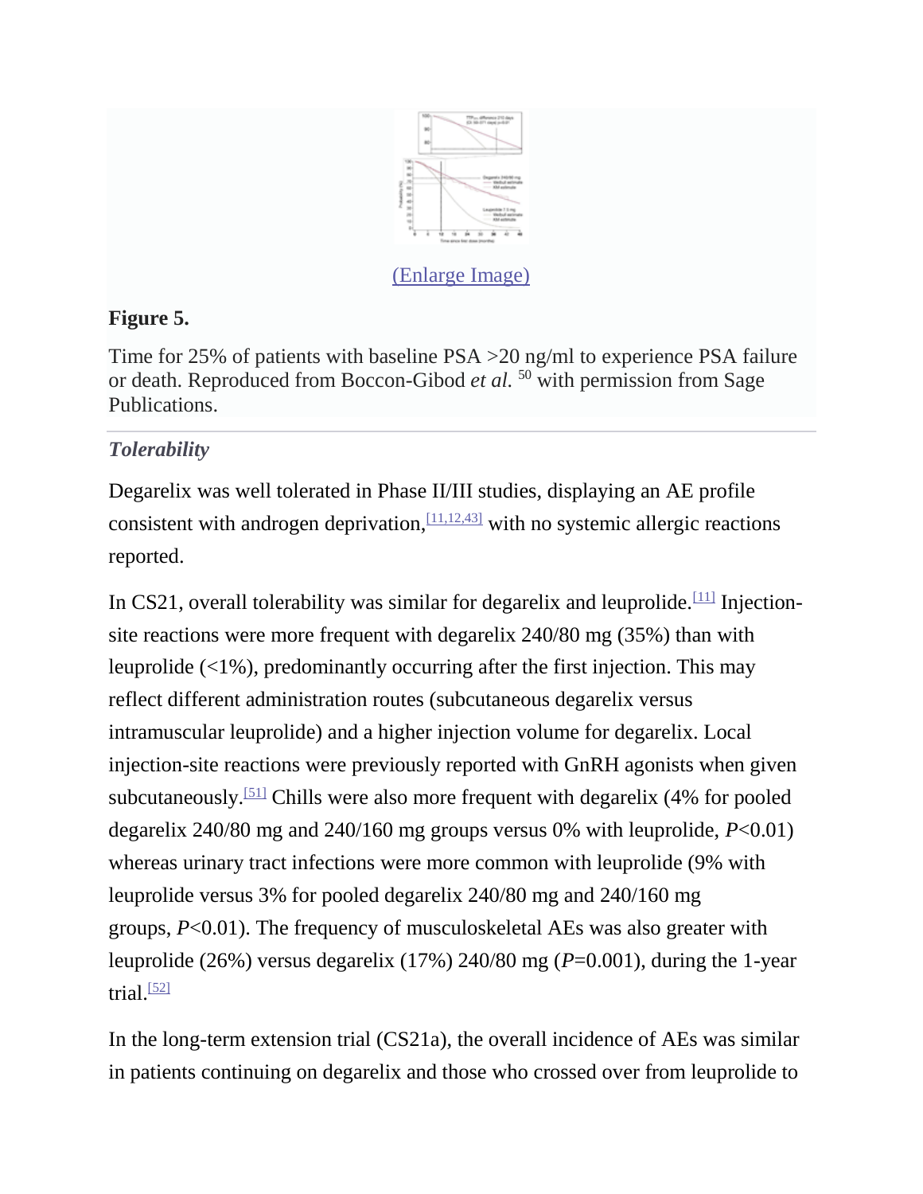(Enlarge Image)

**Figure 5.**

Time for 25% of patients with baseline PSA >20 ng/ml to experience PSA failure or death. Reproduced from Boccon-Gibod *et al.* [50] with permission from Sage Publications.

### *Tolerability*

Degarelix was well tolerated in Phase II/III studies, displaying an AE profile consistent with androgen deprivation,[11,12,43] with no systemic allergic reactions reported.

In CS21, overall tolerability was similar for degarelix and leuprolide.[11] Injection-site reactions were more frequent with degarelix 240/80 mg (35%) than with leuprolide (<1%), predominantly occurring after the first injection. This may reflect different administration routes (subcutaneous degarelix versus intramuscular leuprolide) and a higher injection volume for degarelix. Local injection-site reactions were previously reported with GnRH agonists when given subcutaneously.[51] Chills were also more frequent with degarelix (4% for pooled degarelix 240/80 mg and 240/160 mg groups versus 0% with leuprolide, $P<0.01$) whereas urinary tract infections were more common with leuprolide (9% with leuprolide versus 3% for pooled degarelix 240/80 mg and 240/160 mg groups, $P<0.01$). The frequency of musculoskeletal AEs was also greater with leuprolide (26%) versus degarelix (17%) 240/80 mg ($P=0.001$), during the 1-year trial.[52]

In the long-term extension trial (CS21a), the overall incidence of AEs was similar in patients continuing on degarelix and those who crossed over from leuprolide to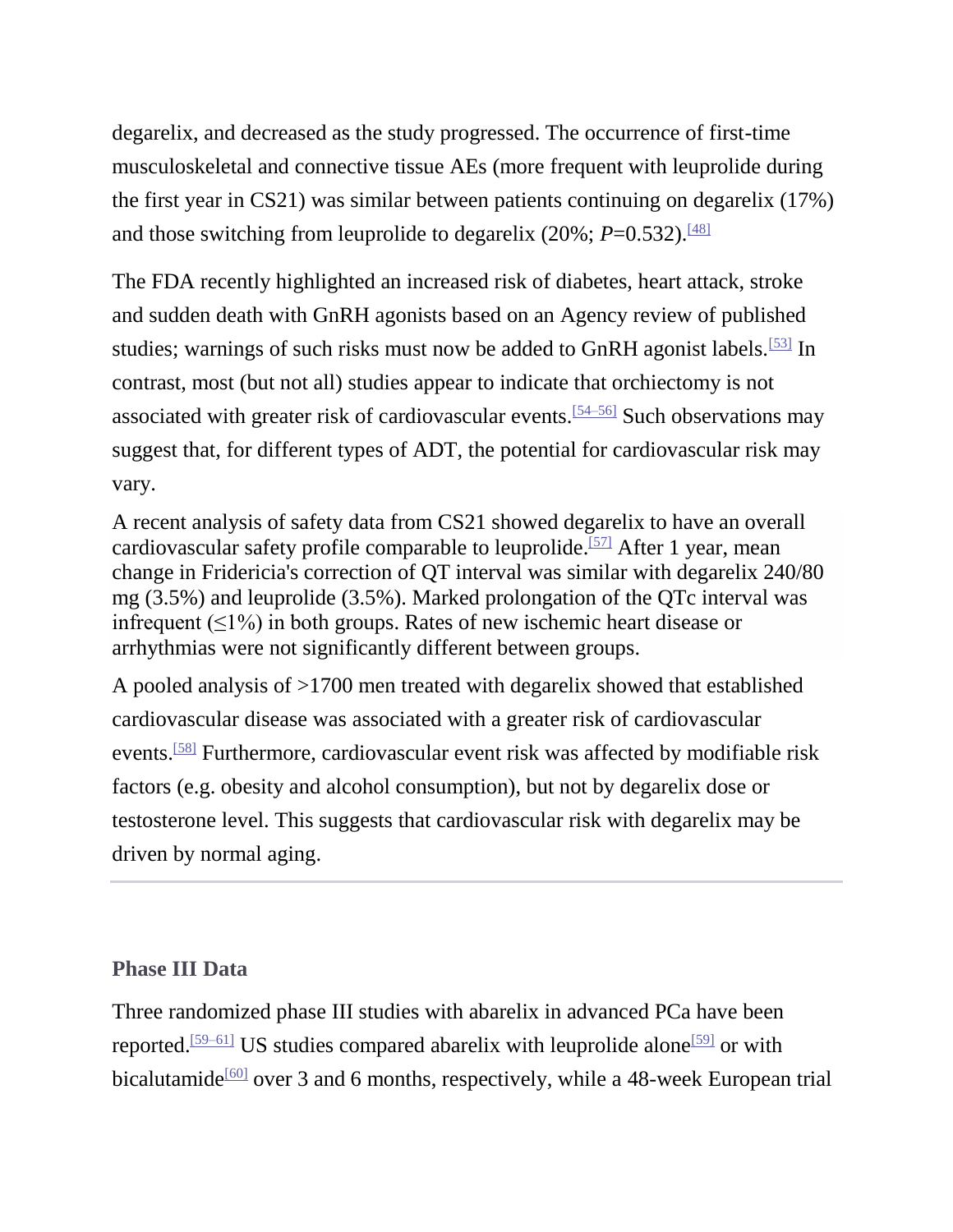degarelix, and decreased as the study progressed. The occurrence of first-time musculoskeletal and connective tissue AEs (more frequent with leuprolide during the first year in CS21) was similar between patients continuing on degarelix (17%) and those switching from leuprolide to degarelix (20%; *P*=0.532).[48]

The FDA recently highlighted an increased risk of diabetes, heart attack, stroke and sudden death with GnRH agonists based on an Agency review of published studies; warnings of such risks must now be added to GnRH agonist labels.[53] In contrast, most (but not all) studies appear to indicate that orchiectomy is not associated with greater risk of cardiovascular events.[54–56] Such observations may suggest that, for different types of ADT, the potential for cardiovascular risk may vary.

A recent analysis of safety data from CS21 showed degarelix to have an overall cardiovascular safety profile comparable to leuprolide.[57] After 1 year, mean change in Fridericia's correction of QT interval was similar with degarelix 240/80 mg (3.5%) and leuprolide (3.5%). Marked prolongation of the QTc interval was infrequent (≤1%) in both groups. Rates of new ischemic heart disease or arrhythmias were not significantly different between groups.

A pooled analysis of >1700 men treated with degarelix showed that established cardiovascular disease was associated with a greater risk of cardiovascular events.[58] Furthermore, cardiovascular event risk was affected by modifiable risk factors (e.g. obesity and alcohol consumption), but not by degarelix dose or testosterone level. This suggests that cardiovascular risk with degarelix may be driven by normal aging.

## Phase III Data

Three randomized phase III studies with abarelix in advanced PCa have been reported.[59–61] US studies compared abarelix with leuprolide alone[59] or with bicalutamide[60] over 3 and 6 months, respectively, while a 48-week European trial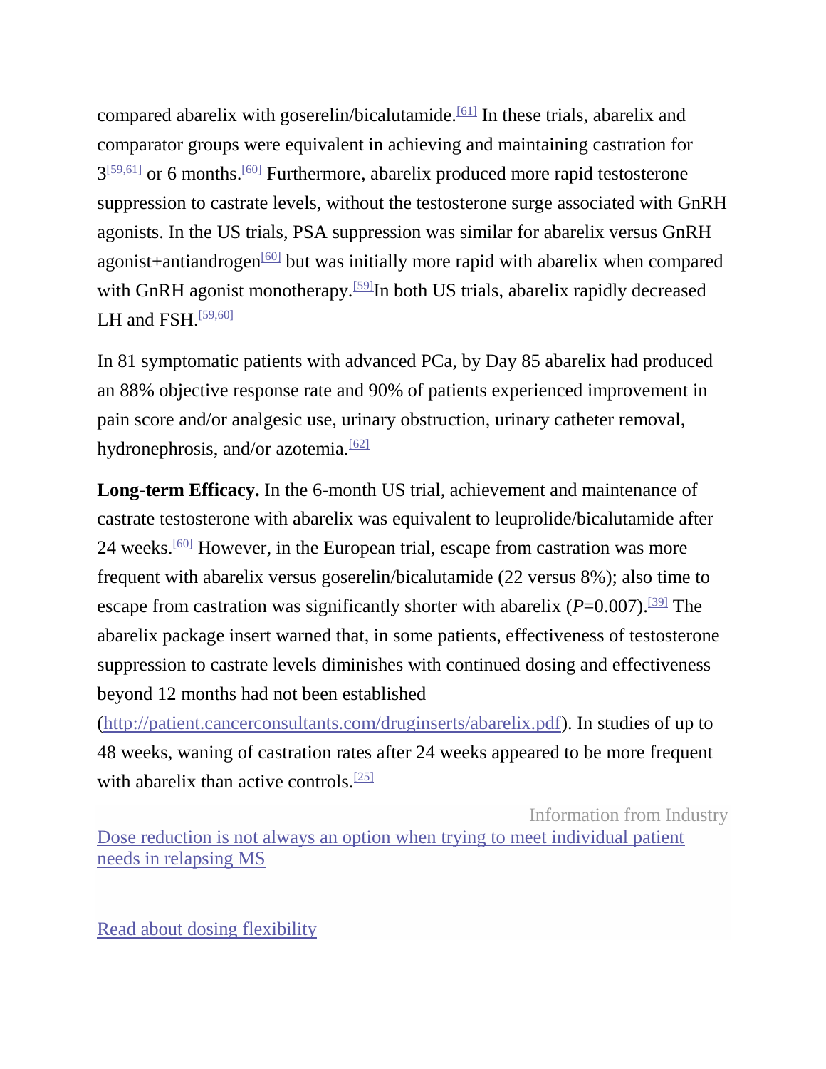compared abarelix with goserelin/bicalutamide.[61] In these trials, abarelix and comparator groups were equivalent in achieving and maintaining castration for 3[59,61] or 6 months.[60] Furthermore, abarelix produced more rapid testosterone suppression to castrate levels, without the testosterone surge associated with GnRH agonists. In the US trials, PSA suppression was similar for abarelix versus GnRH agonist+antiandrogen[60] but was initially more rapid with abarelix when compared with GnRH agonist monotherapy.[59]In both US trials, abarelix rapidly decreased LH and FSH.[59,60]

In 81 symptomatic patients with advanced PCa, by Day 85 abarelix had produced an 88% objective response rate and 90% of patients experienced improvement in pain score and/or analgesic use, urinary obstruction, urinary catheter removal, hydronephrosis, and/or azotemia.[62]

**Long-term Efficacy.** In the 6-month US trial, achievement and maintenance of castrate testosterone with abarelix was equivalent to leuprolide/bicalutamide after 24 weeks.[60] However, in the European trial, escape from castration was more frequent with abarelix versus goserelin/bicalutamide (22 versus 8%); also time to escape from castration was significantly shorter with abarelix (*P*=0.007).[39] The abarelix package insert warned that, in some patients, effectiveness of testosterone suppression to castrate levels diminishes with continued dosing and effectiveness beyond 12 months had not been established (http://patient.cancerconsultants.com/druginserts/abarelix.pdf). In studies of up to 48 weeks, waning of castration rates after 24 weeks appeared to be more frequent with abarelix than active controls.[25]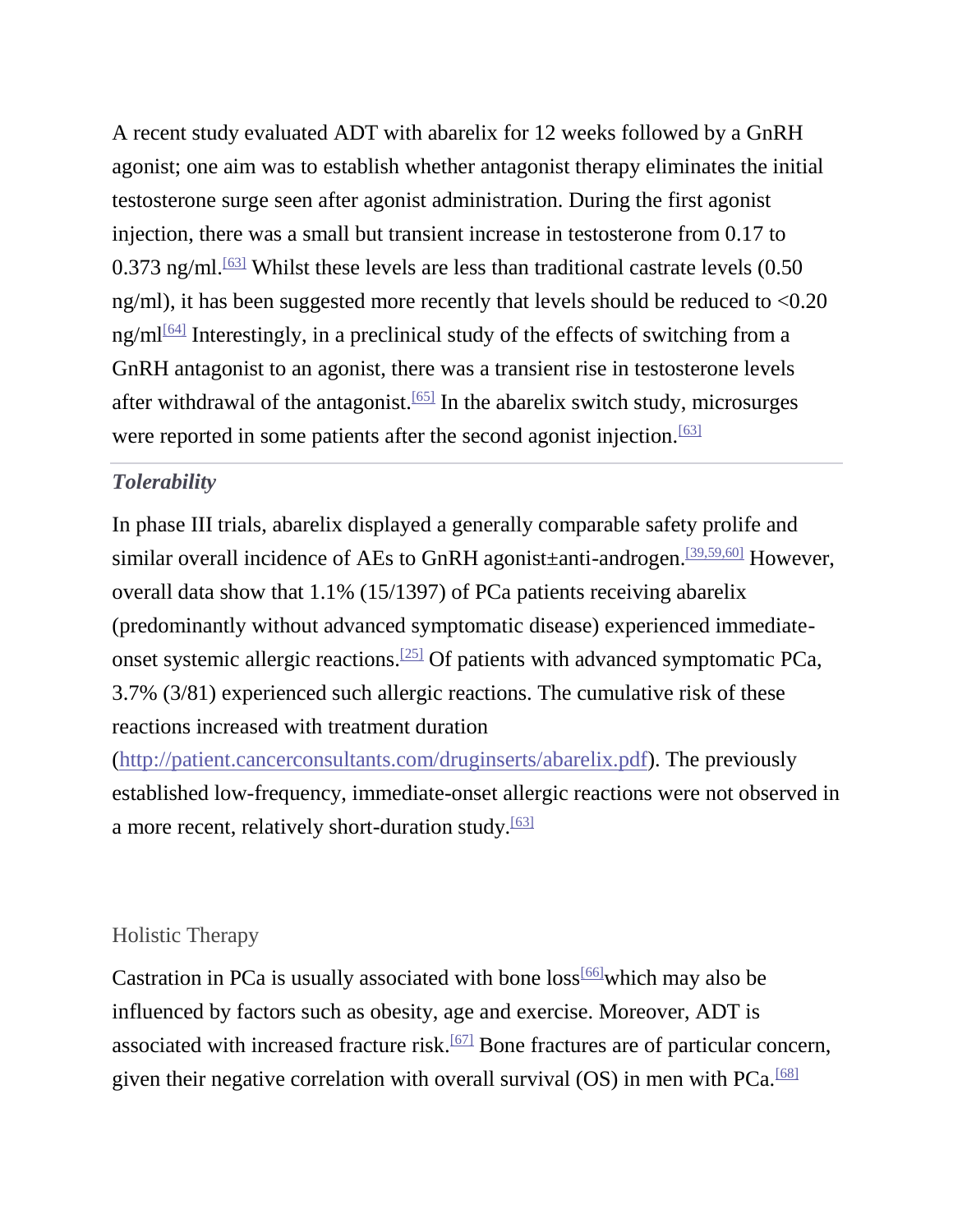A recent study evaluated ADT with abarelix for 12 weeks followed by a GnRH agonist; one aim was to establish whether antagonist therapy eliminates the initial testosterone surge seen after agonist administration. During the first agonist injection, there was a small but transient increase in testosterone from 0.17 to 0.373 ng/ml.[63] Whilst these levels are less than traditional castrate levels (0.50 ng/ml), it has been suggested more recently that levels should be reduced to <0.20 ng/ml[64] Interestingly, in a preclinical study of the effects of switching from a GnRH antagonist to an agonist, there was a transient rise in testosterone levels after withdrawal of the antagonist.[65] In the abarelix switch study, microsurges were reported in some patients after the second agonist injection.[63]

### *Tolerability*

In phase III trials, abarelix displayed a generally comparable safety prolife and similar overall incidence of AEs to GnRH agonist±anti-androgen.[39,59,60] However, overall data show that 1.1% (15/1397) of PCa patients receiving abarelix (predominantly without advanced symptomatic disease) experienced immediate-onset systemic allergic reactions.[25] Of patients with advanced symptomatic PCa, 3.7% (3/81) experienced such allergic reactions. The cumulative risk of these reactions increased with treatment duration (http://patient.cancerconsultants.com/druginserts/abarelix.pdf). The previously established low-frequency, immediate-onset allergic reactions were not observed in a more recent, relatively short-duration study.[63]

## Holistic Therapy

Castration in PCa is usually associated with bone loss[66]which may also be influenced by factors such as obesity, age and exercise. Moreover, ADT is associated with increased fracture risk.[67] Bone fractures are of particular concern, given their negative correlation with overall survival (OS) in men with PCa.[68]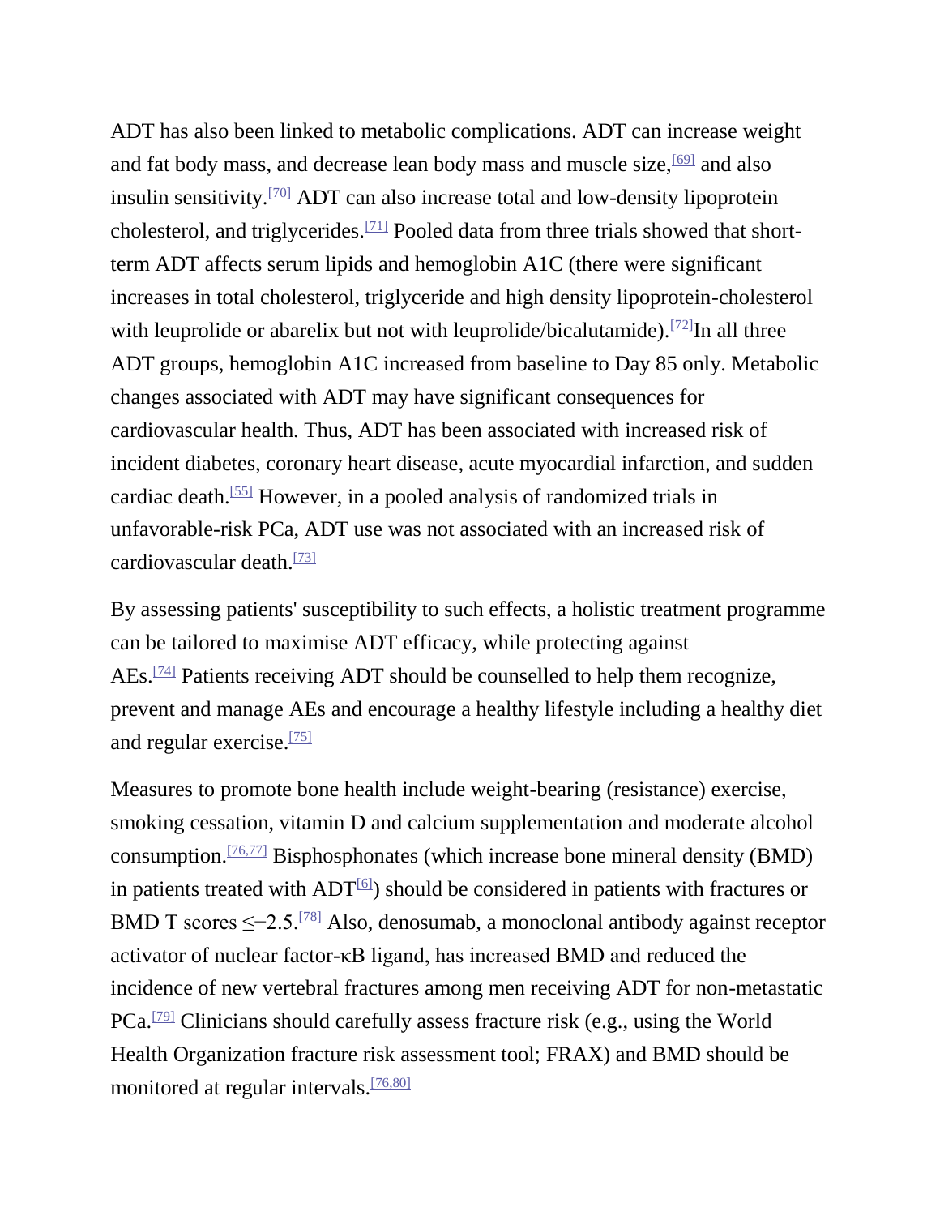ADT has also been linked to metabolic complications. ADT can increase weight and fat body mass, and decrease lean body mass and muscle size,[69] and also insulin sensitivity.[70] ADT can also increase total and low-density lipoprotein cholesterol, and triglycerides.[71] Pooled data from three trials showed that short-term ADT affects serum lipids and hemoglobin A1C (there were significant increases in total cholesterol, triglyceride and high density lipoprotein-cholesterol with leuprolide or abarelix but not with leuprolide/bicalutamide).[72]In all three ADT groups, hemoglobin A1C increased from baseline to Day 85 only. Metabolic changes associated with ADT may have significant consequences for cardiovascular health. Thus, ADT has been associated with increased risk of incident diabetes, coronary heart disease, acute myocardial infarction, and sudden cardiac death.[55] However, in a pooled analysis of randomized trials in unfavorable-risk PCa, ADT use was not associated with an increased risk of cardiovascular death.[73]

By assessing patients' susceptibility to such effects, a holistic treatment programme can be tailored to maximise ADT efficacy, while protecting against AEs.[74] Patients receiving ADT should be counselled to help them recognize, prevent and manage AEs and encourage a healthy lifestyle including a healthy diet and regular exercise.[75]

Measures to promote bone health include weight-bearing (resistance) exercise, smoking cessation, vitamin D and calcium supplementation and moderate alcohol consumption.[76,77] Bisphosphonates (which increase bone mineral density (BMD) in patients treated with ADT[6]) should be considered in patients with fractures or BMD T scores ≤−2.5.[78] Also, denosumab, a monoclonal antibody against receptor activator of nuclear factor-κB ligand, has increased BMD and reduced the incidence of new vertebral fractures among men receiving ADT for non-metastatic PCa.[79] Clinicians should carefully assess fracture risk (e.g., using the World Health Organization fracture risk assessment tool; FRAX) and BMD should be monitored at regular intervals.[76,80]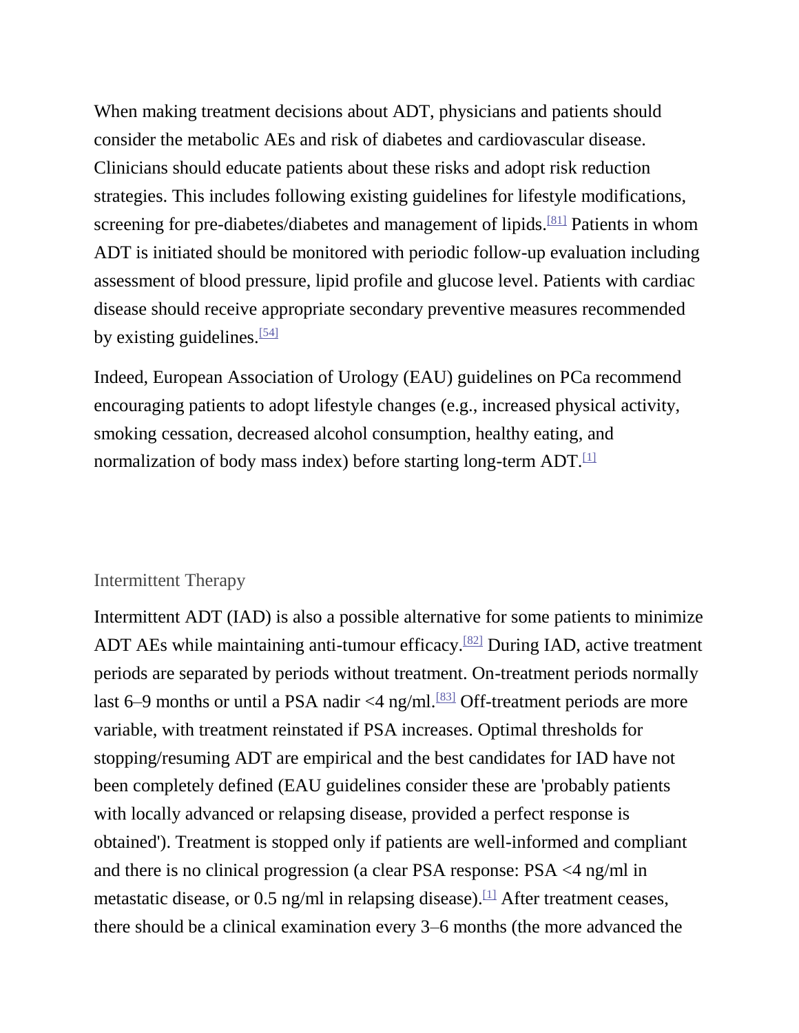When making treatment decisions about ADT, physicians and patients should consider the metabolic AEs and risk of diabetes and cardiovascular disease. Clinicians should educate patients about these risks and adopt risk reduction strategies. This includes following existing guidelines for lifestyle modifications, screening for pre-diabetes/diabetes and management of lipids.[81] Patients in whom ADT is initiated should be monitored with periodic follow-up evaluation including assessment of blood pressure, lipid profile and glucose level. Patients with cardiac disease should receive appropriate secondary preventive measures recommended by existing guidelines.[54]

Indeed, European Association of Urology (EAU) guidelines on PCa recommend encouraging patients to adopt lifestyle changes (e.g., increased physical activity, smoking cessation, decreased alcohol consumption, healthy eating, and normalization of body mass index) before starting long-term ADT.[1]

## Intermittent Therapy

Intermittent ADT (IAD) is also a possible alternative for some patients to minimize ADT AEs while maintaining anti-tumour efficacy.[82] During IAD, active treatment periods are separated by periods without treatment. On-treatment periods normally last 6–9 months or until a PSA nadir <4 ng/ml.[83] Off-treatment periods are more variable, with treatment reinstated if PSA increases. Optimal thresholds for stopping/resuming ADT are empirical and the best candidates for IAD have not been completely defined (EAU guidelines consider these are 'probably patients with locally advanced or relapsing disease, provided a perfect response is obtained'). Treatment is stopped only if patients are well-informed and compliant and there is no clinical progression (a clear PSA response: PSA <4 ng/ml in metastatic disease, or 0.5 ng/ml in relapsing disease).[1] After treatment ceases, there should be a clinical examination every 3–6 months (the more advanced the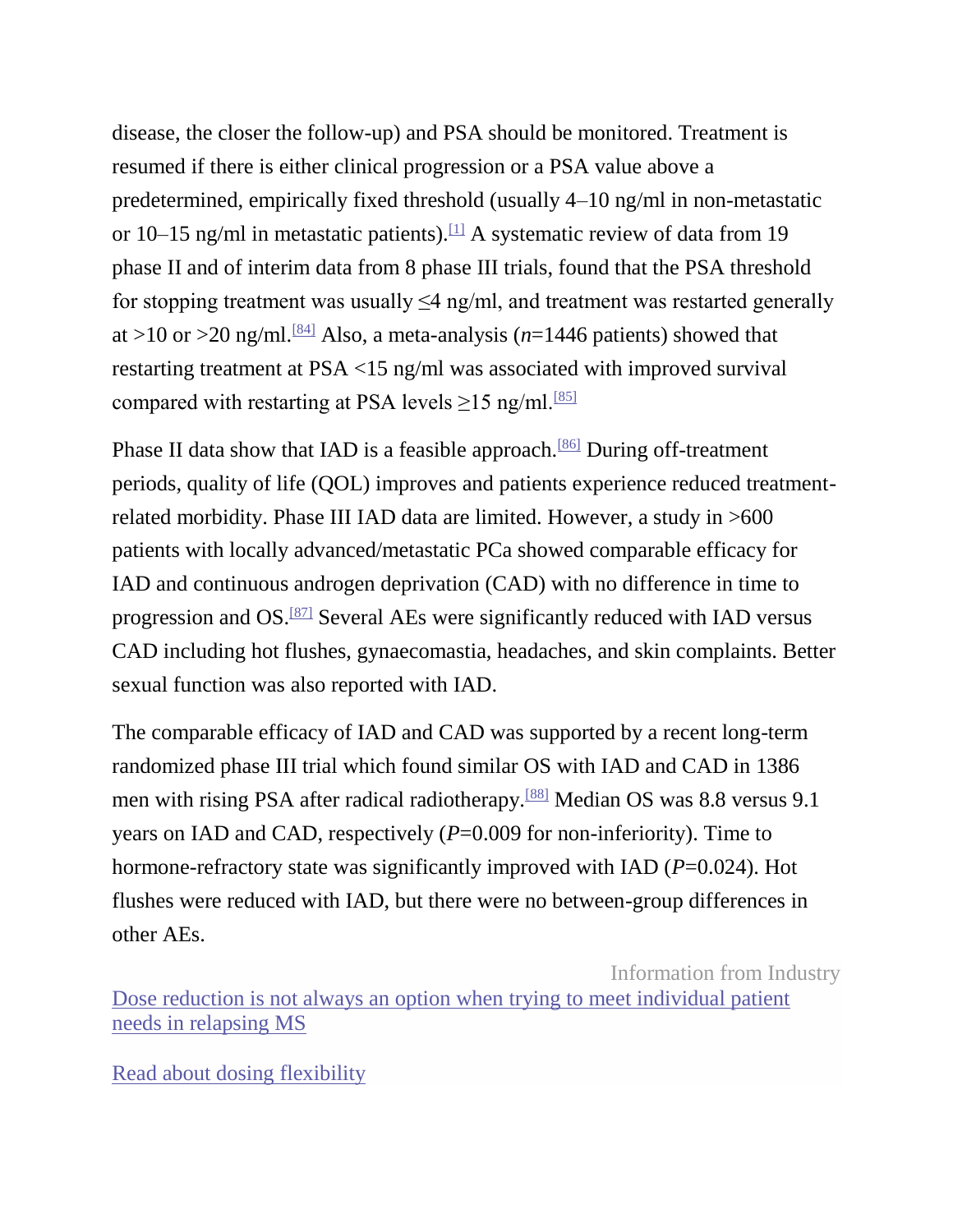disease, the closer the follow-up) and PSA should be monitored. Treatment is resumed if there is either clinical progression or a PSA value above a predetermined, empirically fixed threshold (usually 4–10 ng/ml in non-metastatic or 10–15 ng/ml in metastatic patients).[1] A systematic review of data from 19 phase II and of interim data from 8 phase III trials, found that the PSA threshold for stopping treatment was usually ≤4 ng/ml, and treatment was restarted generally at >10 or >20 ng/ml.[84] Also, a meta-analysis (*n*=1446 patients) showed that restarting treatment at PSA <15 ng/ml was associated with improved survival compared with restarting at PSA levels ≥15 ng/ml.[85]

Phase II data show that IAD is a feasible approach.[86] During off-treatment periods, quality of life (QOL) improves and patients experience reduced treatment-related morbidity. Phase III IAD data are limited. However, a study in >600 patients with locally advanced/metastatic PCa showed comparable efficacy for IAD and continuous androgen deprivation (CAD) with no difference in time to progression and OS.[87] Several AEs were significantly reduced with IAD versus CAD including hot flushes, gynaecomastia, headaches, and skin complaints. Better sexual function was also reported with IAD.

The comparable efficacy of IAD and CAD was supported by a recent long-term randomized phase III trial which found similar OS with IAD and CAD in 1386 men with rising PSA after radical radiotherapy.[88] Median OS was 8.8 versus 9.1 years on IAD and CAD, respectively (*P*=0.009 for non-inferiority). Time to hormone-refractory state was significantly improved with IAD (*P*=0.024). Hot flushes were reduced with IAD, but there were no between-group differences in other AEs.

Information from Industry

Dose reduction is not always an option when trying to meet individual patient needs in relapsing MS

Read about dosing flexibility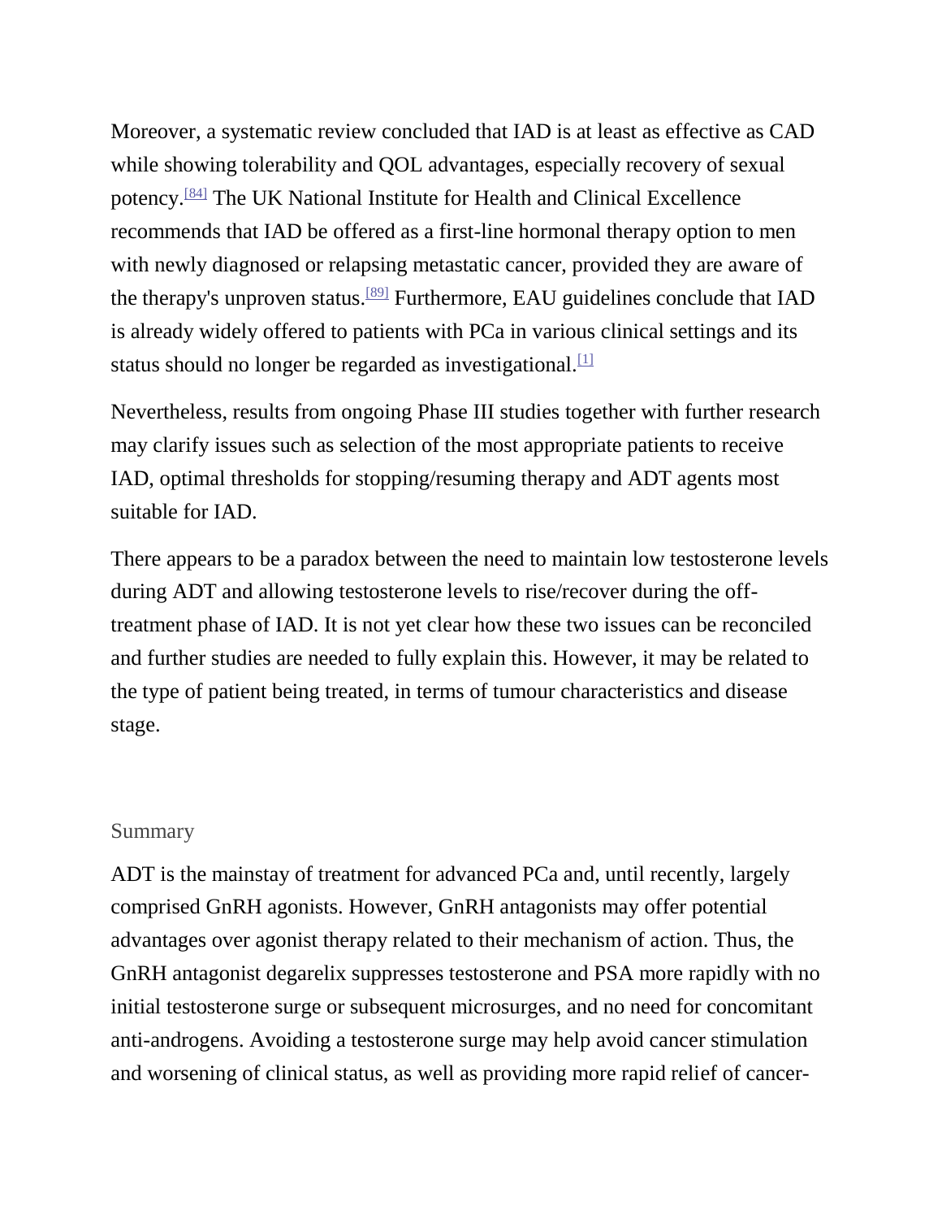Moreover, a systematic review concluded that IAD is at least as effective as CAD while showing tolerability and QOL advantages, especially recovery of sexual potency.[84] The UK National Institute for Health and Clinical Excellence recommends that IAD be offered as a first-line hormonal therapy option to men with newly diagnosed or relapsing metastatic cancer, provided they are aware of the therapy's unproven status.[89] Furthermore, EAU guidelines conclude that IAD is already widely offered to patients with PCa in various clinical settings and its status should no longer be regarded as investigational.[1]

Nevertheless, results from ongoing Phase III studies together with further research may clarify issues such as selection of the most appropriate patients to receive IAD, optimal thresholds for stopping/resuming therapy and ADT agents most suitable for IAD.

There appears to be a paradox between the need to maintain low testosterone levels during ADT and allowing testosterone levels to rise/recover during the off-treatment phase of IAD. It is not yet clear how these two issues can be reconciled and further studies are needed to fully explain this. However, it may be related to the type of patient being treated, in terms of tumour characteristics and disease stage.

## Summary

ADT is the mainstay of treatment for advanced PCa and, until recently, largely comprised GnRH agonists. However, GnRH antagonists may offer potential advantages over agonist therapy related to their mechanism of action. Thus, the GnRH antagonist degarelix suppresses testosterone and PSA more rapidly with no initial testosterone surge or subsequent microsurges, and no need for concomitant anti-androgens. Avoiding a testosterone surge may help avoid cancer stimulation and worsening of clinical status, as well as providing more rapid relief of cancer-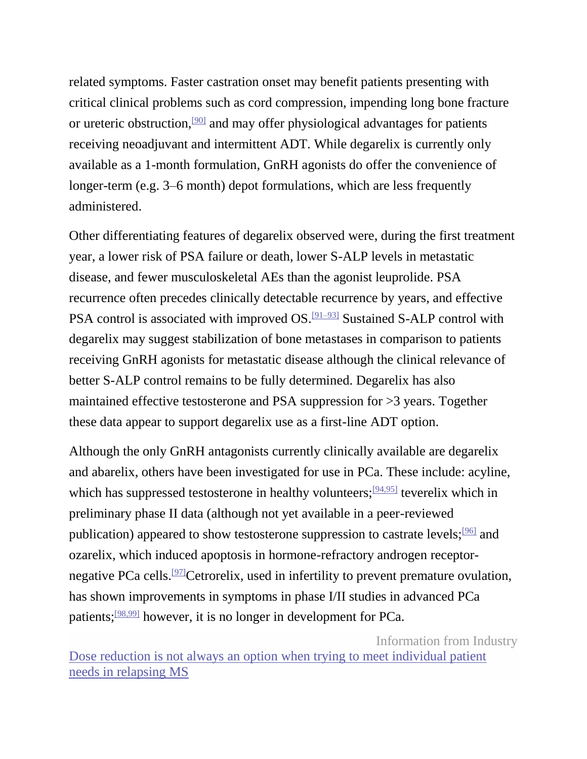related symptoms. Faster castration onset may benefit patients presenting with critical clinical problems such as cord compression, impending long bone fracture or ureteric obstruction,[90] and may offer physiological advantages for patients receiving neoadjuvant and intermittent ADT. While degarelix is currently only available as a 1-month formulation, GnRH agonists do offer the convenience of longer-term (e.g. 3–6 month) depot formulations, which are less frequently administered.

Other differentiating features of degarelix observed were, during the first treatment year, a lower risk of PSA failure or death, lower S-ALP levels in metastatic disease, and fewer musculoskeletal AEs than the agonist leuprolide. PSA recurrence often precedes clinically detectable recurrence by years, and effective PSA control is associated with improved OS.[91–93] Sustained S-ALP control with degarelix may suggest stabilization of bone metastases in comparison to patients receiving GnRH agonists for metastatic disease although the clinical relevance of better S-ALP control remains to be fully determined. Degarelix has also maintained effective testosterone and PSA suppression for >3 years. Together these data appear to support degarelix use as a first-line ADT option.

Although the only GnRH antagonists currently clinically available are degarelix and abarelix, others have been investigated for use in PCa. These include: acyline, which has suppressed testosterone in healthy volunteers;[94,95] teverelix which in preliminary phase II data (although not yet available in a peer-reviewed publication) appeared to show testosterone suppression to castrate levels;[96] and ozarelix, which induced apoptosis in hormone-refractory androgen receptor-negative PCa cells.[97]Cetrorelix, used in infertility to prevent premature ovulation, has shown improvements in symptoms in phase I/II studies in advanced PCa patients;[98,99] however, it is no longer in development for PCa.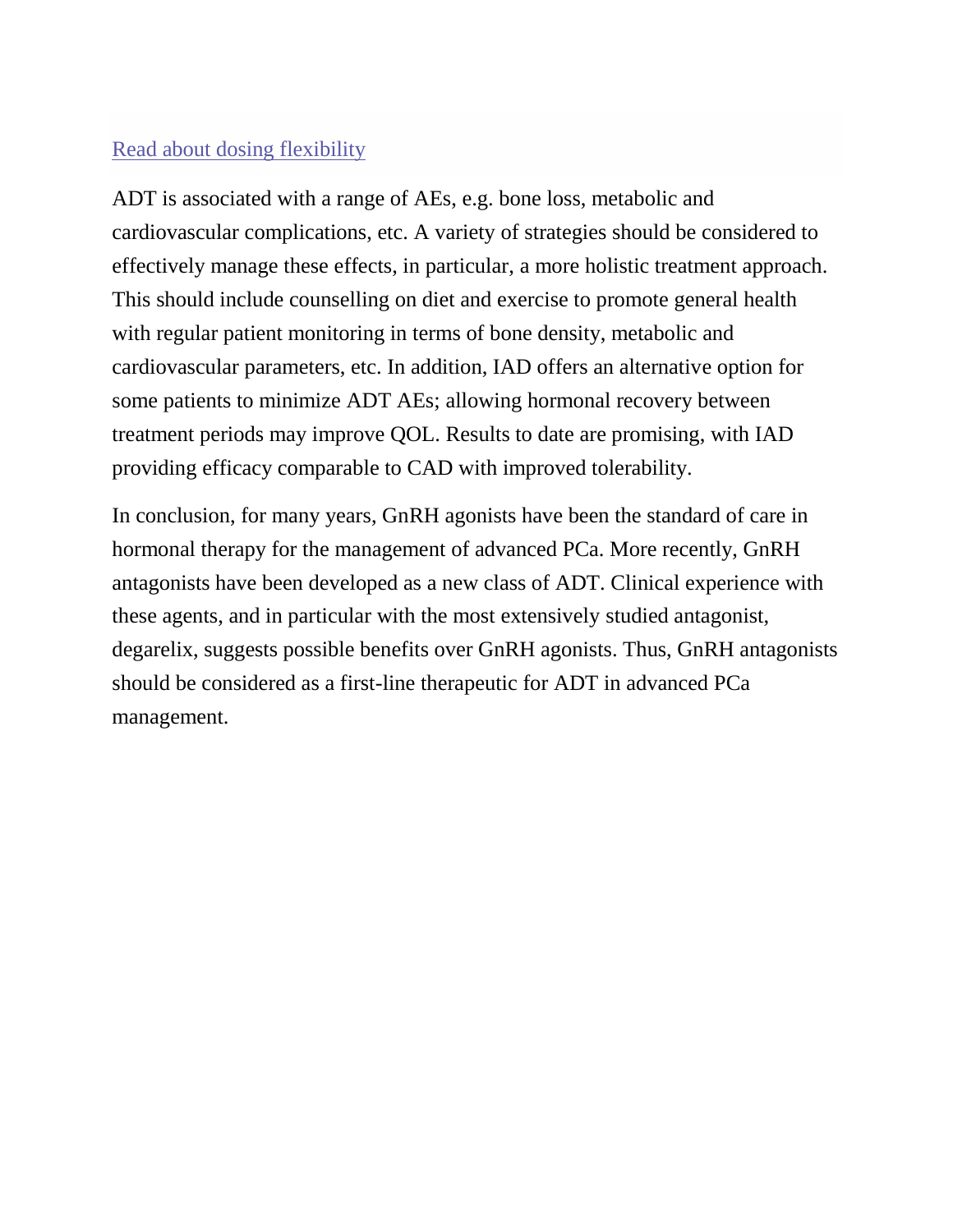[Read about dosing flexibility]

ADT is associated with a range of AEs, e.g. bone loss, metabolic and cardiovascular complications, etc. A variety of strategies should be considered to effectively manage these effects, in particular, a more holistic treatment approach. This should include counselling on diet and exercise to promote general health with regular patient monitoring in terms of bone density, metabolic and cardiovascular parameters, etc. In addition, IAD offers an alternative option for some patients to minimize ADT AEs; allowing hormonal recovery between treatment periods may improve QOL. Results to date are promising, with IAD providing efficacy comparable to CAD with improved tolerability.

In conclusion, for many years, GnRH agonists have been the standard of care in hormonal therapy for the management of advanced PCa. More recently, GnRH antagonists have been developed as a new class of ADT. Clinical experience with these agents, and in particular with the most extensively studied antagonist, degarelix, suggests possible benefits over GnRH agonists. Thus, GnRH antagonists should be considered as a first-line therapeutic for ADT in advanced PCa management.